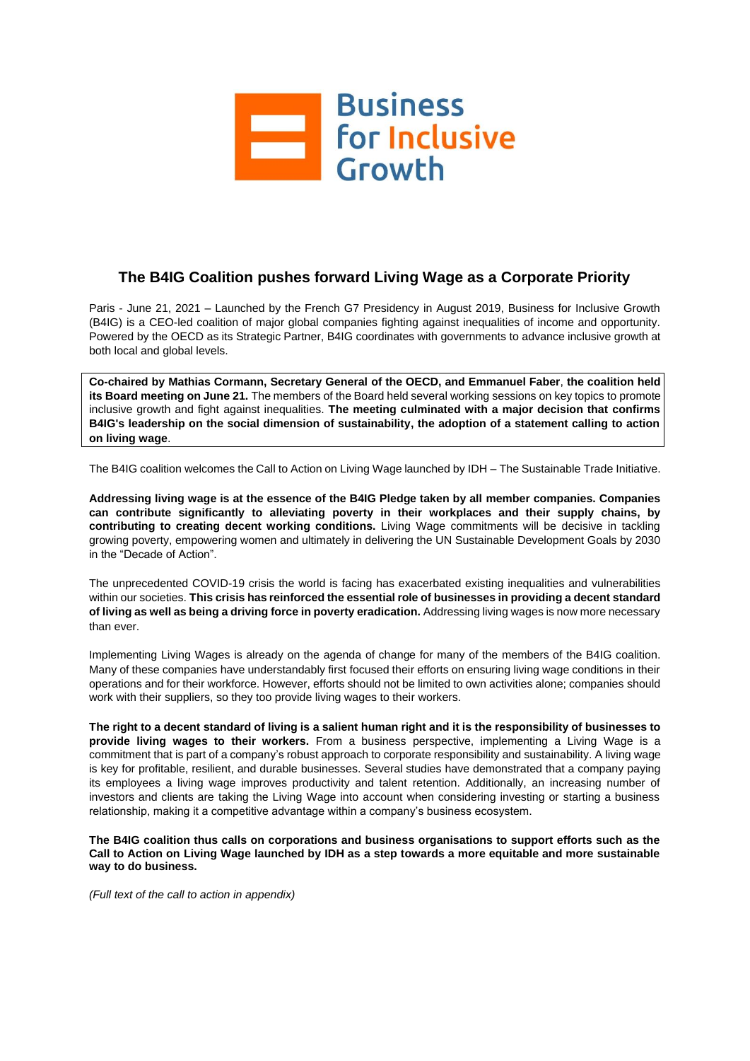Business for Inclusive Growth

# The B4IG Coalition pushes forward Living Wage as a Corporate Priority

Paris - June 21, 2021 – Launched by the French G7 Presidency in August 2019, Business for Inclusive Growth (B4IG) is a CEO-led coalition of major global companies fighting against inequalities of income and opportunity. Powered by the OECD as its Strategic Partner, B4IG coordinates with governments to advance inclusive growth at both local and global levels.

**Co-chaired by Mathias Cormann, Secretary General of the OECD, and Emmanuel Faber**, **the coalition held its Board meeting on June 21.** The members of the Board held several working sessions on key topics to promote inclusive growth and fight against inequalities. **The meeting culminated with a major decision that confirms B4IG's leadership on the social dimension of sustainability, the adoption of a statement calling to action on living wage**.

The B4IG coalition welcomes the Call to Action on Living Wage launched by IDH – The Sustainable Trade Initiative.

**Addressing living wage is at the essence of the B4IG Pledge taken by all member companies. Companies can contribute significantly to alleviating poverty in their workplaces and their supply chains, by contributing to creating decent working conditions.** Living Wage commitments will be decisive in tackling growing poverty, empowering women and ultimately in delivering the UN Sustainable Development Goals by 2030 in the "Decade of Action".

The unprecedented COVID-19 crisis the world is facing has exacerbated existing inequalities and vulnerabilities within our societies. **This crisis has reinforced the essential role of businesses in providing a decent standard of living as well as being a driving force in poverty eradication.** Addressing living wages is now more necessary than ever.

Implementing Living Wages is already on the agenda of change for many of the members of the B4IG coalition. Many of these companies have understandably first focused their efforts on ensuring living wage conditions in their operations and for their workforce. However, efforts should not be limited to own activities alone; companies should work with their suppliers, so they too provide living wages to their workers.

**The right to a decent standard of living is a salient human right and it is the responsibility of businesses to provide living wages to their workers.** From a business perspective, implementing a Living Wage is a commitment that is part of a company's robust approach to corporate responsibility and sustainability. A living wage is key for profitable, resilient, and durable businesses. Several studies have demonstrated that a company paying its employees a living wage improves productivity and talent retention. Additionally, an increasing number of investors and clients are taking the Living Wage into account when considering investing or starting a business relationship, making it a competitive advantage within a company's business ecosystem.

**The B4IG coalition thus calls on corporations and business organisations to support efforts such as the Call to Action on Living Wage launched by IDH as a step towards a more equitable and more sustainable way to do business.**

*(Full text of the call to action in appendix)*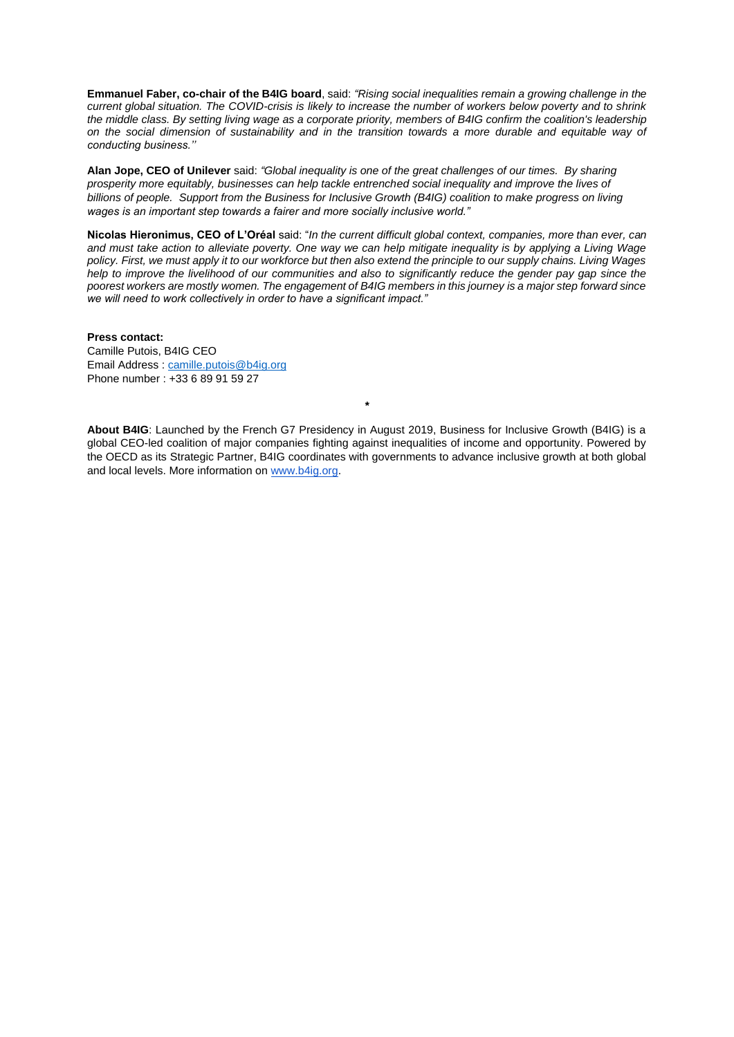**Emmanuel Faber, co-chair of the B4IG board**, said: *"Rising social inequalities remain a growing challenge in the current global situation. The COVID-crisis is likely to increase the number of workers below poverty and to shrink the middle class. By setting living wage as a corporate priority, members of B4IG confirm the coalition's leadership on the social dimension of sustainability and in the transition towards a more durable and equitable way of conducting business.''*

**Alan Jope, CEO of Unilever** said: *"Global inequality is one of the great challenges of our times. By sharing prosperity more equitably, businesses can help tackle entrenched social inequality and improve the lives of billions of people. Support from the Business for Inclusive Growth (B4IG) coalition to make progress on living wages is an important step towards a fairer and more socially inclusive world."*

**Nicolas Hieronimus, CEO of L'Oréal** said: "*In the current difficult global context, companies, more than ever, can and must take action to alleviate poverty. One way we can help mitigate inequality is by applying a Living Wage policy. First, we must apply it to our workforce but then also extend the principle to our supply chains. Living Wages help to improve the livelihood of our communities and also to significantly reduce the gender pay gap since the poorest workers are mostly women. The engagement of B4IG members in this journey is a major step forward since we will need to work collectively in order to have a significant impact."*

**Press contact:**
Camille Putois, B4IG CEO
Email Address : camille.putois@b4ig.org
Phone number : +33 6 89 91 59 27

*

**About B4IG**: Launched by the French G7 Presidency in August 2019, Business for Inclusive Growth (B4IG) is a global CEO-led coalition of major companies fighting against inequalities of income and opportunity. Powered by the OECD as its Strategic Partner, B4IG coordinates with governments to advance inclusive growth at both global and local levels. More information on www.b4ig.org.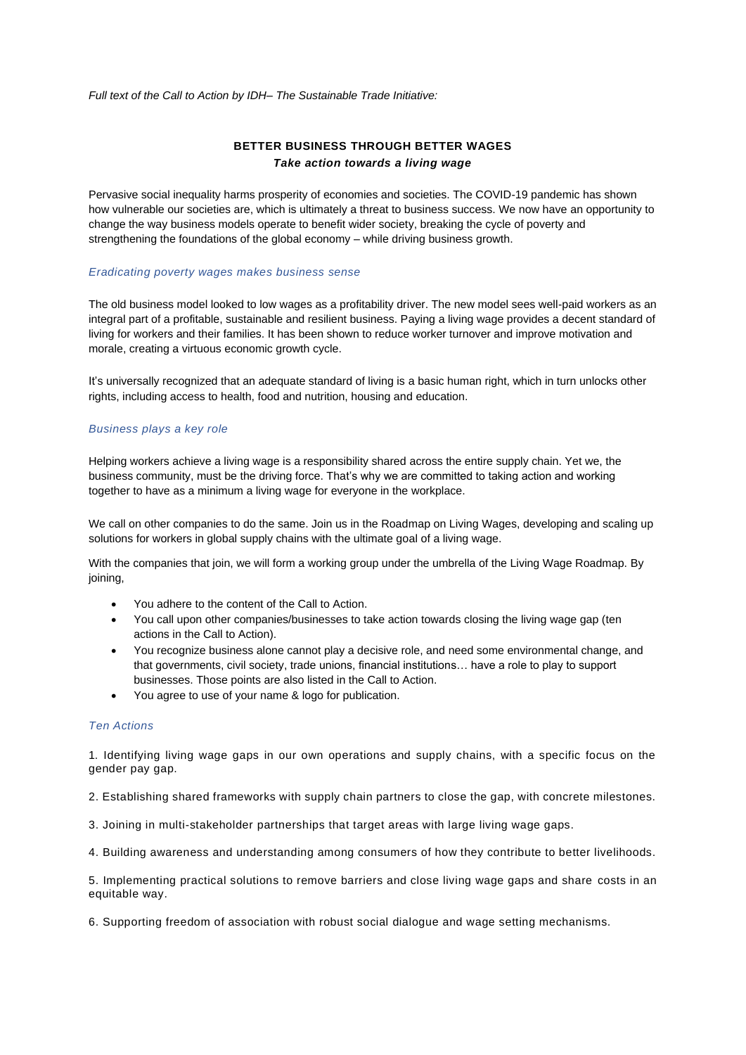*Full text of the Call to Action by IDH– The Sustainable Trade Initiative:*

## BETTER BUSINESS THROUGH BETTER WAGES

***Take action towards a living wage***

Pervasive social inequality harms prosperity of economies and societies. The COVID-19 pandemic has shown how vulnerable our societies are, which is ultimately a threat to business success. We now have an opportunity to change the way business models operate to benefit wider society, breaking the cycle of poverty and strengthening the foundations of the global economy – while driving business growth.

### *Eradicating poverty wages makes business sense*

The old business model looked to low wages as a profitability driver. The new model sees well-paid workers as an integral part of a profitable, sustainable and resilient business. Paying a living wage provides a decent standard of living for workers and their families. It has been shown to reduce worker turnover and improve motivation and morale, creating a virtuous economic growth cycle.

It's universally recognized that an adequate standard of living is a basic human right, which in turn unlocks other rights, including access to health, food and nutrition, housing and education.

### *Business plays a key role*

Helping workers achieve a living wage is a responsibility shared across the entire supply chain. Yet we, the business community, must be the driving force. That's why we are committed to taking action and working together to have as a minimum a living wage for everyone in the workplace.

We call on other companies to do the same. Join us in the Roadmap on Living Wages, developing and scaling up solutions for workers in global supply chains with the ultimate goal of a living wage.

With the companies that join, we will form a working group under the umbrella of the Living Wage Roadmap. By joining,

- You adhere to the content of the Call to Action.
- You call upon other companies/businesses to take action towards closing the living wage gap (ten actions in the Call to Action).
- You recognize business alone cannot play a decisive role, and need some environmental change, and that governments, civil society, trade unions, financial institutions… have a role to play to support businesses. Those points are also listed in the Call to Action.
- You agree to use of your name & logo for publication.

### *Ten Actions*

1. Identifying living wage gaps in our own operations and supply chains, with a specific focus on the gender pay gap.

2. Establishing shared frameworks with supply chain partners to close the gap, with concrete milestones.

3. Joining in multi-stakeholder partnerships that target areas with large living wage gaps.

4. Building awareness and understanding among consumers of how they contribute to better livelihoods.

5. Implementing practical solutions to remove barriers and close living wage gaps and share costs in an equitable way.

6. Supporting freedom of association with robust social dialogue and wage setting mechanisms.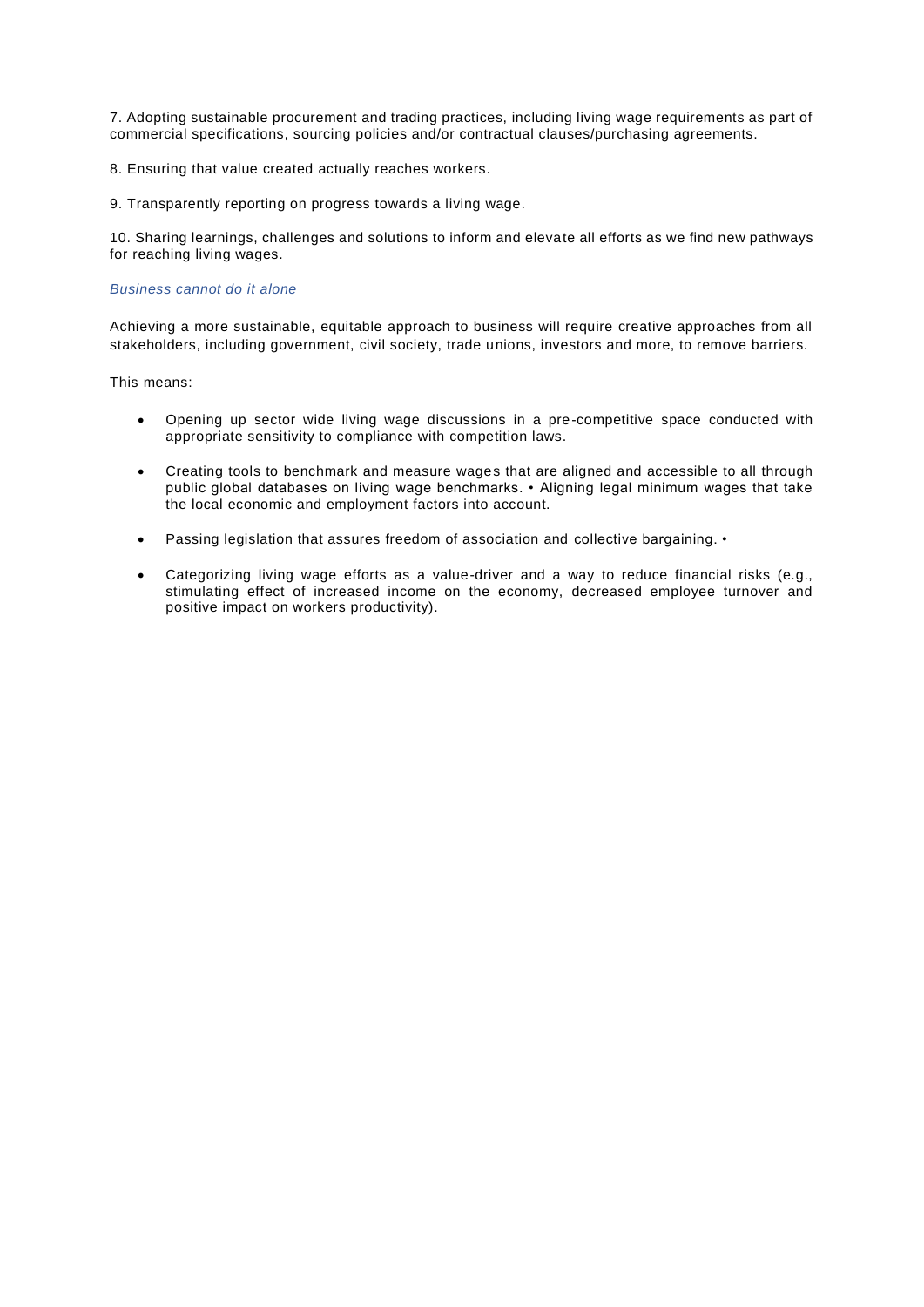7. Adopting sustainable procurement and trading practices, including living wage requirements as part of commercial specifications, sourcing policies and/or contractual clauses/purchasing agreements.

8. Ensuring that value created actually reaches workers.

9. Transparently reporting on progress towards a living wage.

10. Sharing learnings, challenges and solutions to inform and elevate all efforts as we find new pathways for reaching living wages.

*Business cannot do it alone*

Achieving a more sustainable, equitable approach to business will require creative approaches from all stakeholders, including government, civil society, trade unions, investors and more, to remove barriers.

This means:

- Opening up sector wide living wage discussions in a pre-competitive space conducted with appropriate sensitivity to compliance with competition laws.
- Creating tools to benchmark and measure wages that are aligned and accessible to all through public global databases on living wage benchmarks. • Aligning legal minimum wages that take the local economic and employment factors into account.
- Passing legislation that assures freedom of association and collective bargaining. •
- Categorizing living wage efforts as a value-driver and a way to reduce financial risks (e.g., stimulating effect of increased income on the economy, decreased employee turnover and positive impact on workers productivity).